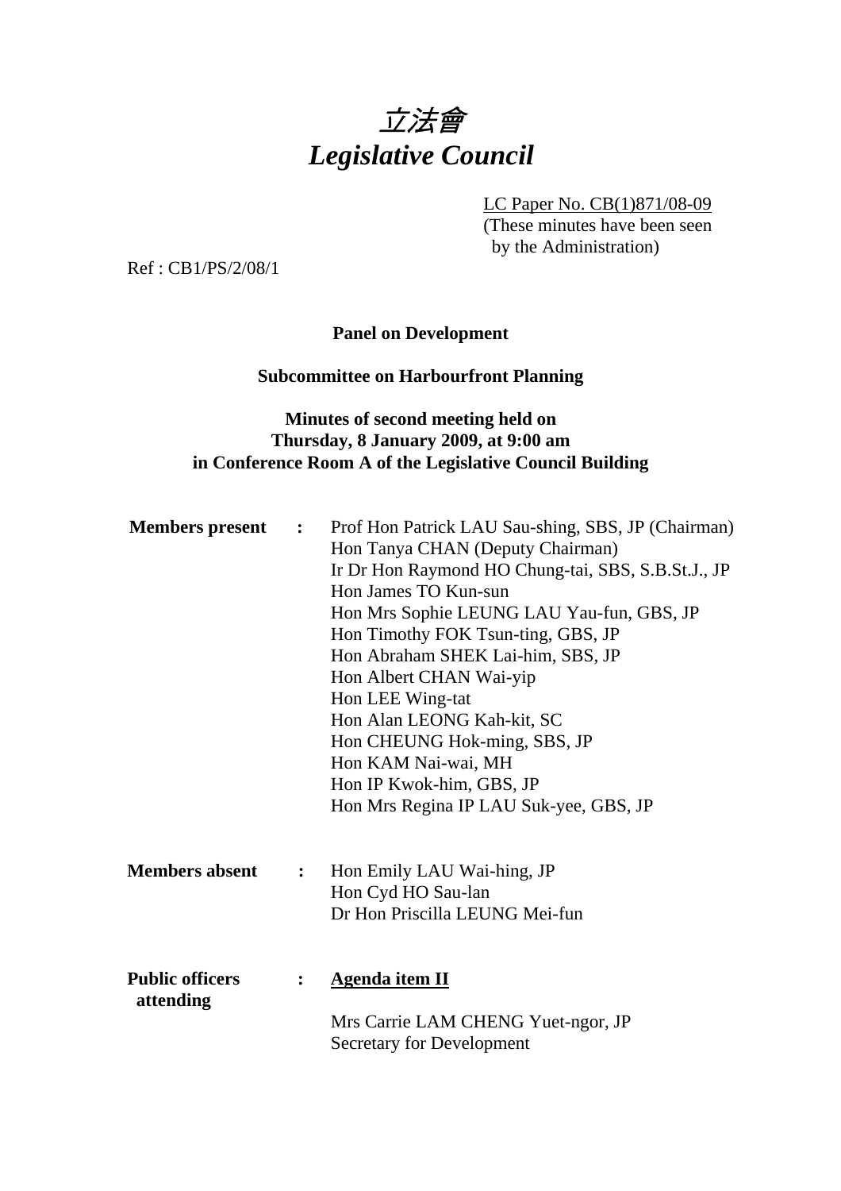# 立法會
# *Legislative Council*

LC Paper No. CB(1)871/08-09
(These minutes have been seen by the Administration)

Ref : CB1/PS/2/08/1

**Panel on Development**

**Subcommittee on Harbourfront Planning**

**Minutes of second meeting held on Thursday, 8 January 2009, at 9:00 am in Conference Room A of the Legislative Council Building**

**Members present :**

Prof Hon Patrick LAU Sau-shing, SBS, JP (Chairman)
Hon Tanya CHAN (Deputy Chairman)
Ir Dr Hon Raymond HO Chung-tai, SBS, S.B.St.J., JP
Hon James TO Kun-sun
Hon Mrs Sophie LEUNG LAU Yau-fun, GBS, JP
Hon Timothy FOK Tsun-ting, GBS, JP
Hon Abraham SHEK Lai-him, SBS, JP
Hon Albert CHAN Wai-yip
Hon LEE Wing-tat
Hon Alan LEONG Kah-kit, SC
Hon CHEUNG Hok-ming, SBS, JP
Hon KAM Nai-wai, MH
Hon IP Kwok-him, GBS, JP
Hon Mrs Regina IP LAU Suk-yee, GBS, JP

**Members absent :**

Hon Emily LAU Wai-hing, JP
Hon Cyd HO Sau-lan
Dr Hon Priscilla LEUNG Mei-fun

**Public officers attending :**

**Agenda item II**

Mrs Carrie LAM CHENG Yuet-ngor, JP
Secretary for Development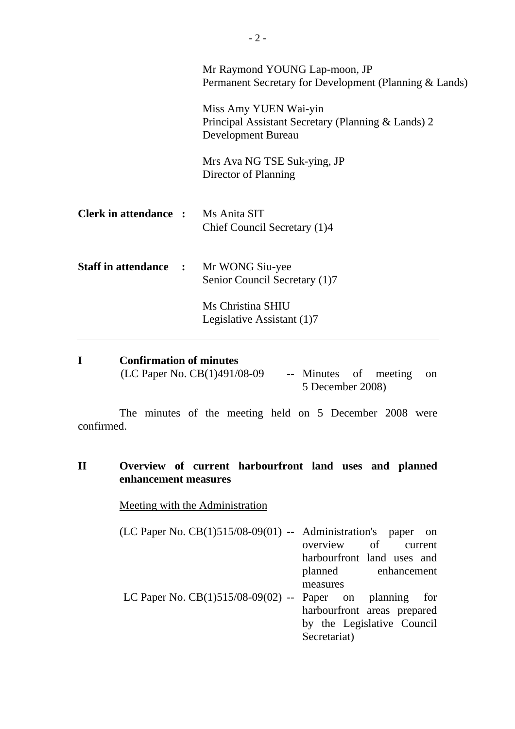Mr Raymond YOUNG Lap-moon, JP
Permanent Secretary for Development (Planning & Lands)

Miss Amy YUEN Wai-yin
Principal Assistant Secretary (Planning & Lands) 2
Development Bureau

Mrs Ava NG TSE Suk-ying, JP
Director of Planning

**Clerk in attendance :** Ms Anita SIT
Chief Council Secretary (1)4

**Staff in attendance :** Mr WONG Siu-yee
Senior Council Secretary (1)7

Ms Christina SHIU
Legislative Assistant (1)7

---

## I Confirmation of minutes

(LC Paper No. CB(1)491/08-09 -- Minutes of meeting on 5 December 2008)

The minutes of the meeting held on 5 December 2008 were confirmed.

## II Overview of current harbourfront land uses and planned enhancement measures

Meeting with the Administration

(LC Paper No. CB(1)515/08-09(01) -- Administration's paper on overview of current harbourfront land uses and planned enhancement measures

LC Paper No. CB(1)515/08-09(02) -- Paper on planning for harbourfront areas prepared by the Legislative Council Secretariat)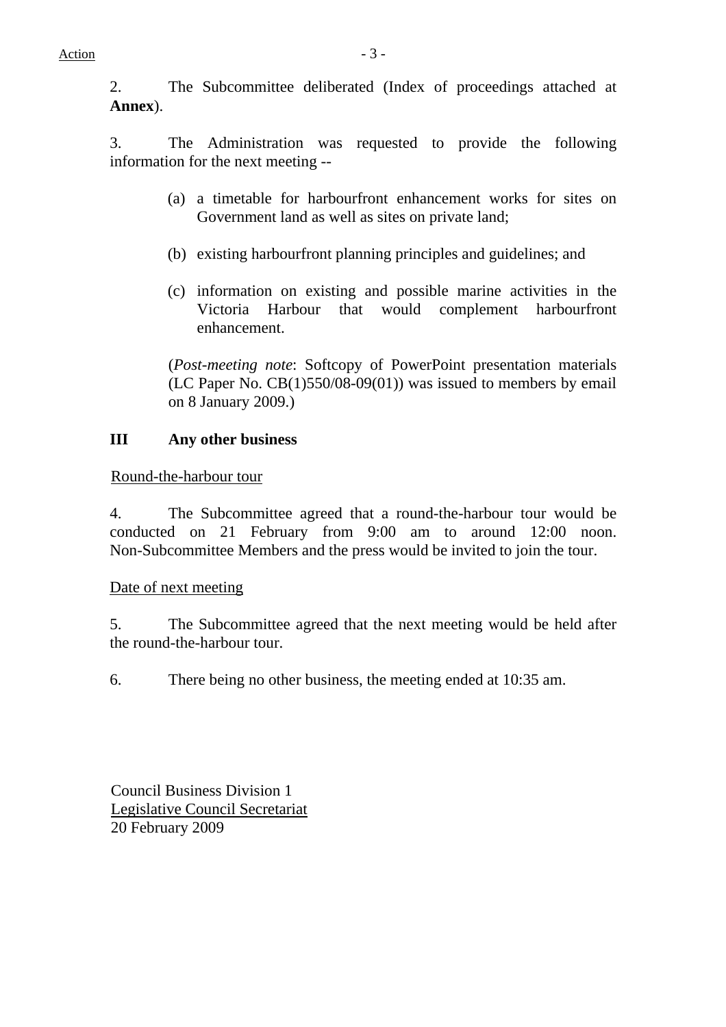Action

2. The Subcommittee deliberated (Index of proceedings attached at **Annex**).

3. The Administration was requested to provide the following information for the next meeting --

> (a) a timetable for harbourfront enhancement works for sites on Government land as well as sites on private land;
>
> (b) existing harbourfront planning principles and guidelines; and
>
> (c) information on existing and possible marine activities in the Victoria Harbour that would complement harbourfront enhancement.
>
> (*Post-meeting note*: Softcopy of PowerPoint presentation materials (LC Paper No. CB(1)550/08-09(01)) was issued to members by email on 8 January 2009.)

## III Any other business

Round-the-harbour tour

4. The Subcommittee agreed that a round-the-harbour tour would be conducted on 21 February from 9:00 am to around 12:00 noon. Non-Subcommittee Members and the press would be invited to join the tour.

Date of next meeting

5. The Subcommittee agreed that the next meeting would be held after the round-the-harbour tour.

6. There being no other business, the meeting ended at 10:35 am.

Council Business Division 1
Legislative Council Secretariat
20 February 2009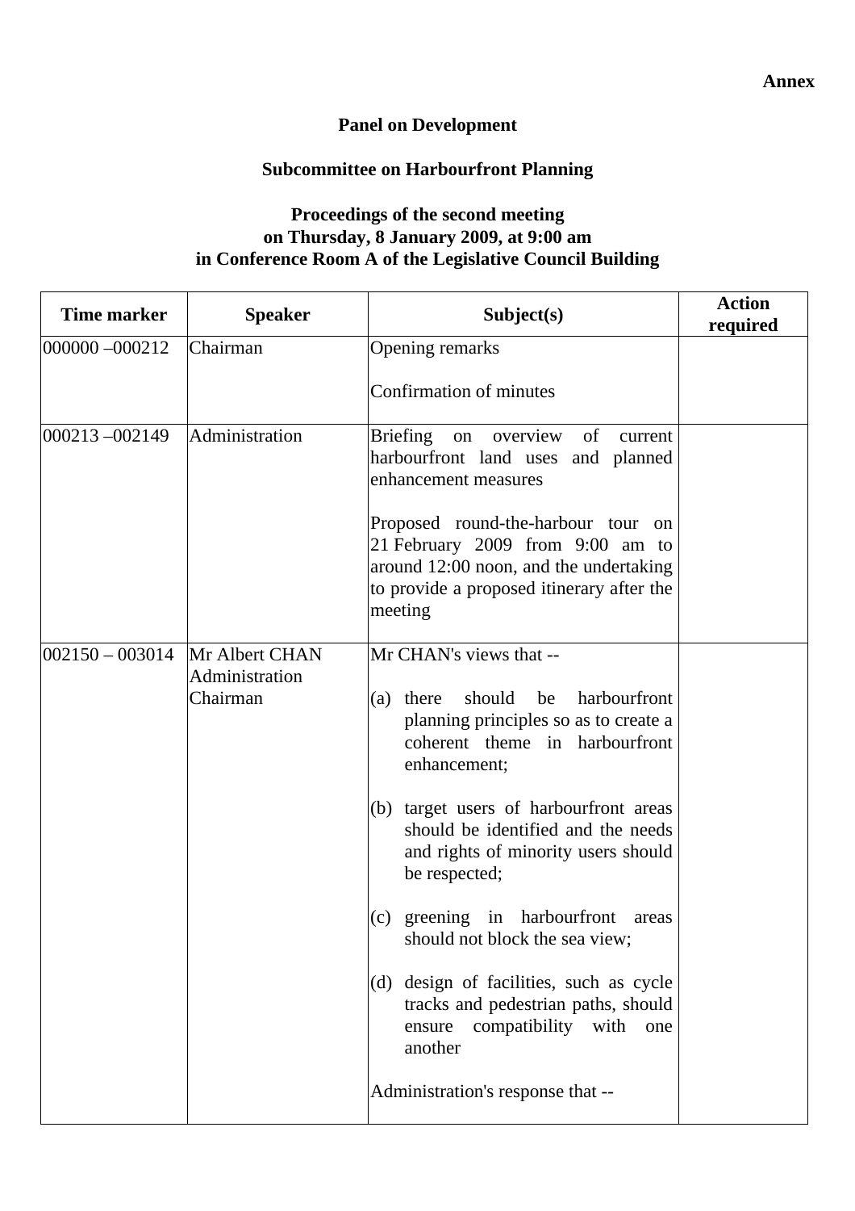**Annex**

**Panel on Development**

**Subcommittee on Harbourfront Planning**

**Proceedings of the second meeting**
**on Thursday, 8 January 2009, at 9:00 am**
**in Conference Room A of the Legislative Council Building**

| Time marker | Speaker | Subject(s) | Action required |
|---|---|---|---|
| 000000 –000212 | Chairman | Opening remarks<br><br>Confirmation of minutes | |
| 000213 –002149 | Administration | Briefing on overview of current harbourfront land uses and planned enhancement measures<br><br>Proposed round-the-harbour tour on 21 February 2009 from 9:00 am to around 12:00 noon, and the undertaking to provide a proposed itinerary after the meeting | |
| 002150 – 003014 | Mr Albert CHAN<br>Administration<br>Chairman | Mr CHAN's views that --<br><br>(a) there should be harbourfront planning principles so as to create a coherent theme in harbourfront enhancement;<br><br>(b) target users of harbourfront areas should be identified and the needs and rights of minority users should be respected;<br><br>(c) greening in harbourfront areas should not block the sea view;<br><br>(d) design of facilities, such as cycle tracks and pedestrian paths, should ensure compatibility with one another<br><br>Administration's response that -- | |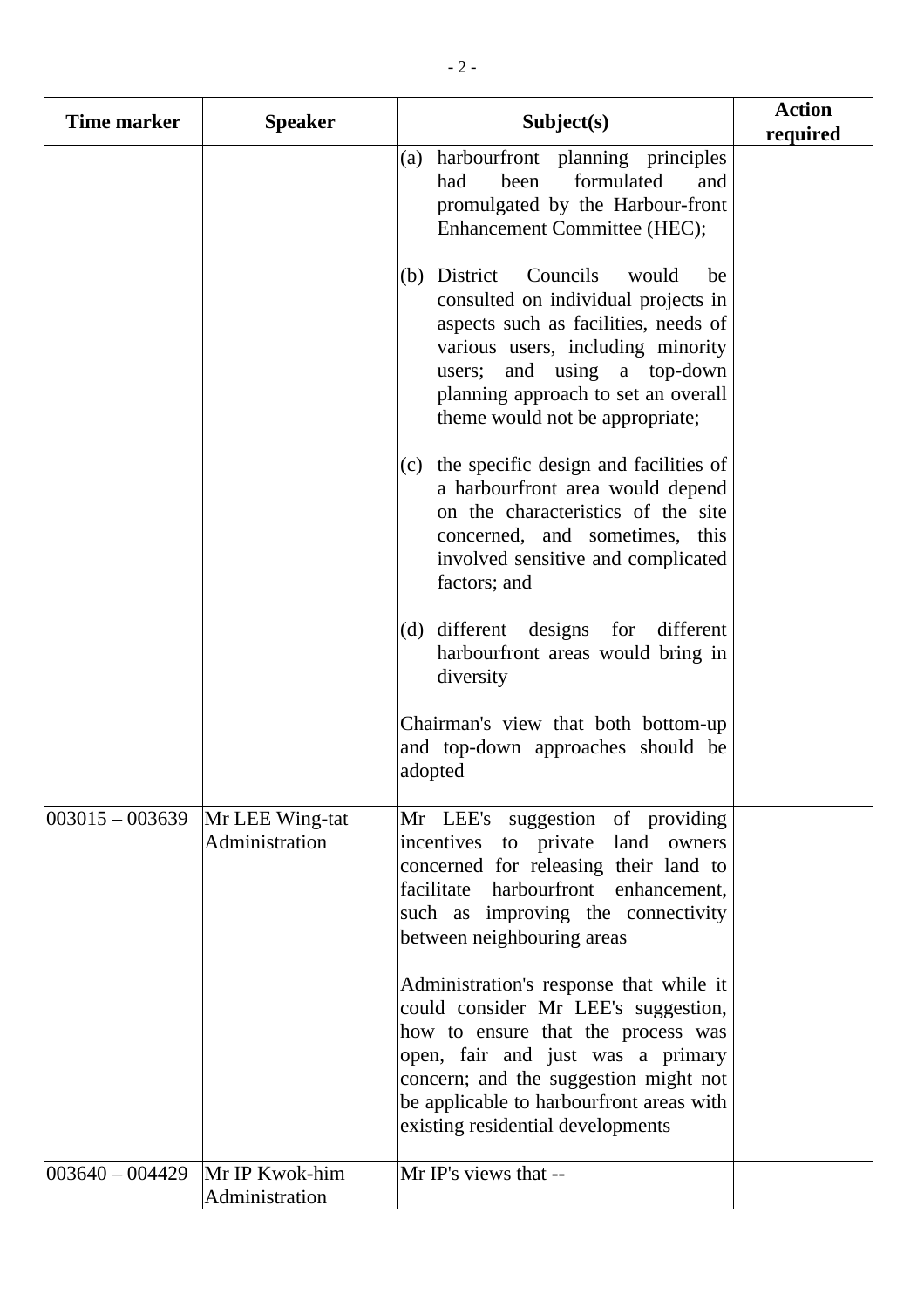| Time marker | Speaker | Subject(s) | Action required |
|---|---|---|---|
| | | (a) harbourfront planning principles had been formulated and promulgated by the Harbour-front Enhancement Committee (HEC);<br><br>(b) District Councils would be consulted on individual projects in aspects such as facilities, needs of various users, including minority users; and using a top-down planning approach to set an overall theme would not be appropriate;<br><br>(c) the specific design and facilities of a harbourfront area would depend on the characteristics of the site concerned, and sometimes, this involved sensitive and complicated factors; and<br><br>(d) different designs for different harbourfront areas would bring in diversity<br><br>Chairman's view that both bottom-up and top-down approaches should be adopted | |
| 003015 – 003639 | Mr LEE Wing-tat<br>Administration | Mr LEE's suggestion of providing incentives to private land owners concerned for releasing their land to facilitate harbourfront enhancement, such as improving the connectivity between neighbouring areas<br><br>Administration's response that while it could consider Mr LEE's suggestion, how to ensure that the process was open, fair and just was a primary concern; and the suggestion might not be applicable to harbourfront areas with existing residential developments | |
| 003640 – 004429 | Mr IP Kwok-him<br>Administration | Mr IP's views that -- | |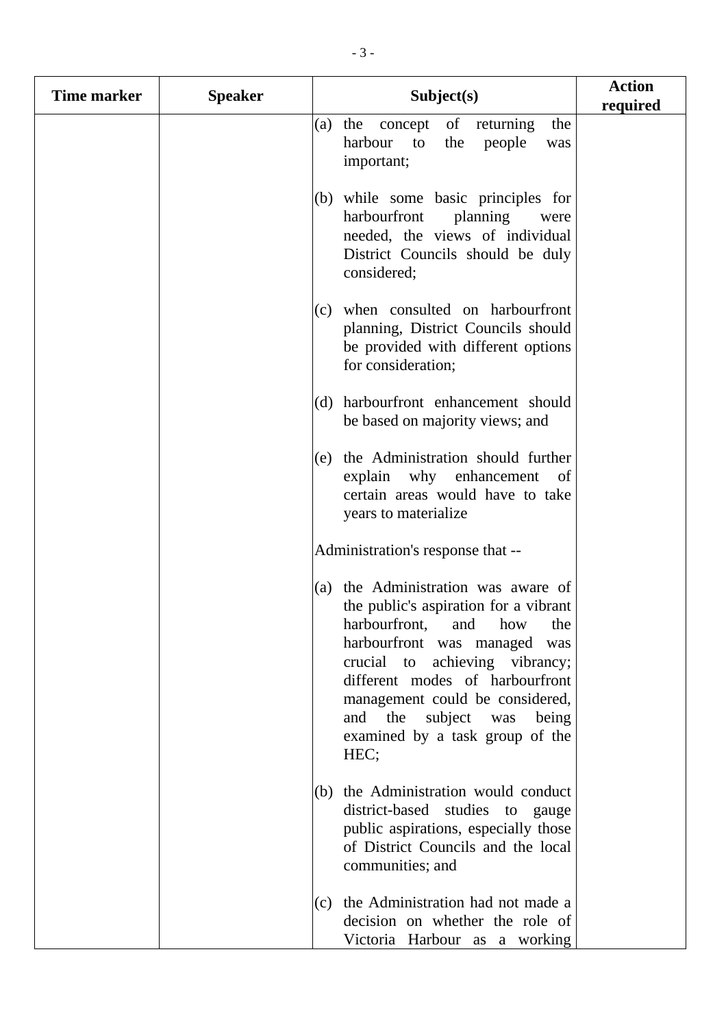| Time marker | Speaker | Subject(s) | Action required |
|---|---|---|---|
| | | (a) the concept of returning the harbour to the people was important;<br><br>(b) while some basic principles for harbourfront planning were needed, the views of individual District Councils should be duly considered;<br><br>(c) when consulted on harbourfront planning, District Councils should be provided with different options for consideration;<br><br>(d) harbourfront enhancement should be based on majority views; and<br><br>(e) the Administration should further explain why enhancement of certain areas would have to take years to materialize<br><br>Administration's response that --<br><br>(a) the Administration was aware of the public's aspiration for a vibrant harbourfront, and how the harbourfront was managed was crucial to achieving vibrancy; different modes of harbourfront management could be considered, and the subject was being examined by a task group of the HEC;<br><br>(b) the Administration would conduct district-based studies to gauge public aspirations, especially those of District Councils and the local communities; and<br><br>(c) the Administration had not made a decision on whether the role of Victoria Harbour as a working | |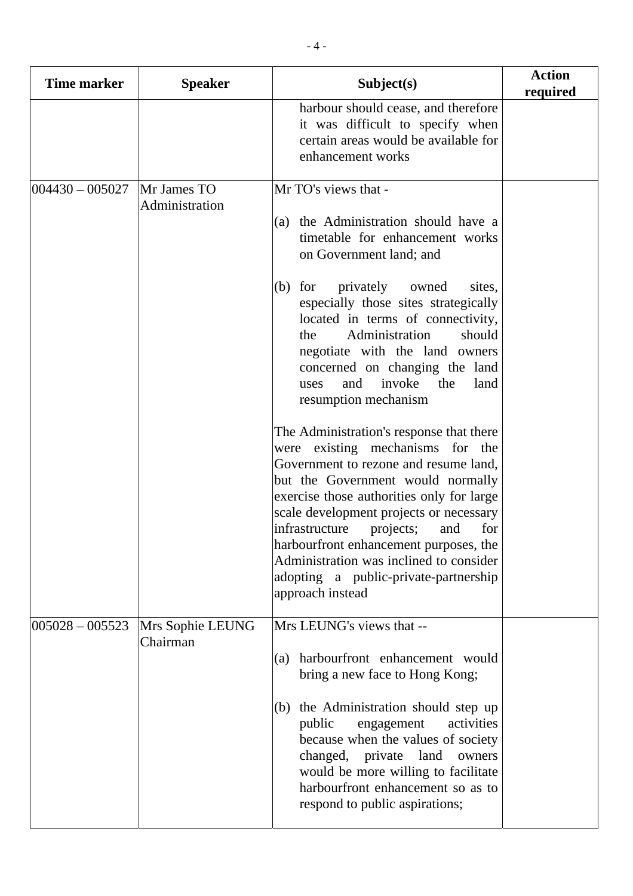| Time marker | Speaker | Subject(s) | Action required |
|---|---|---|---|
| | | harbour should cease, and therefore it was difficult to specify when certain areas would be available for enhancement works | |
| 004430 – 005027 | Mr James TO<br>Administration | Mr TO's views that -<br><br>(a) the Administration should have a timetable for enhancement works on Government land; and<br><br>(b) for privately owned sites, especially those sites strategically located in terms of connectivity, the Administration should negotiate with the land owners concerned on changing the land uses and invoke the land resumption mechanism<br><br>The Administration's response that there were existing mechanisms for the Government to rezone and resume land, but the Government would normally exercise those authorities only for large scale development projects or necessary infrastructure projects; and for harbourfront enhancement purposes, the Administration was inclined to consider adopting a public-private-partnership approach instead | |
| 005028 – 005523 | Mrs Sophie LEUNG<br>Chairman | Mrs LEUNG's views that --<br><br>(a) harbourfront enhancement would bring a new face to Hong Kong;<br><br>(b) the Administration should step up public engagement activities because when the values of society changed, private land owners would be more willing to facilitate harbourfront enhancement so as to respond to public aspirations; | |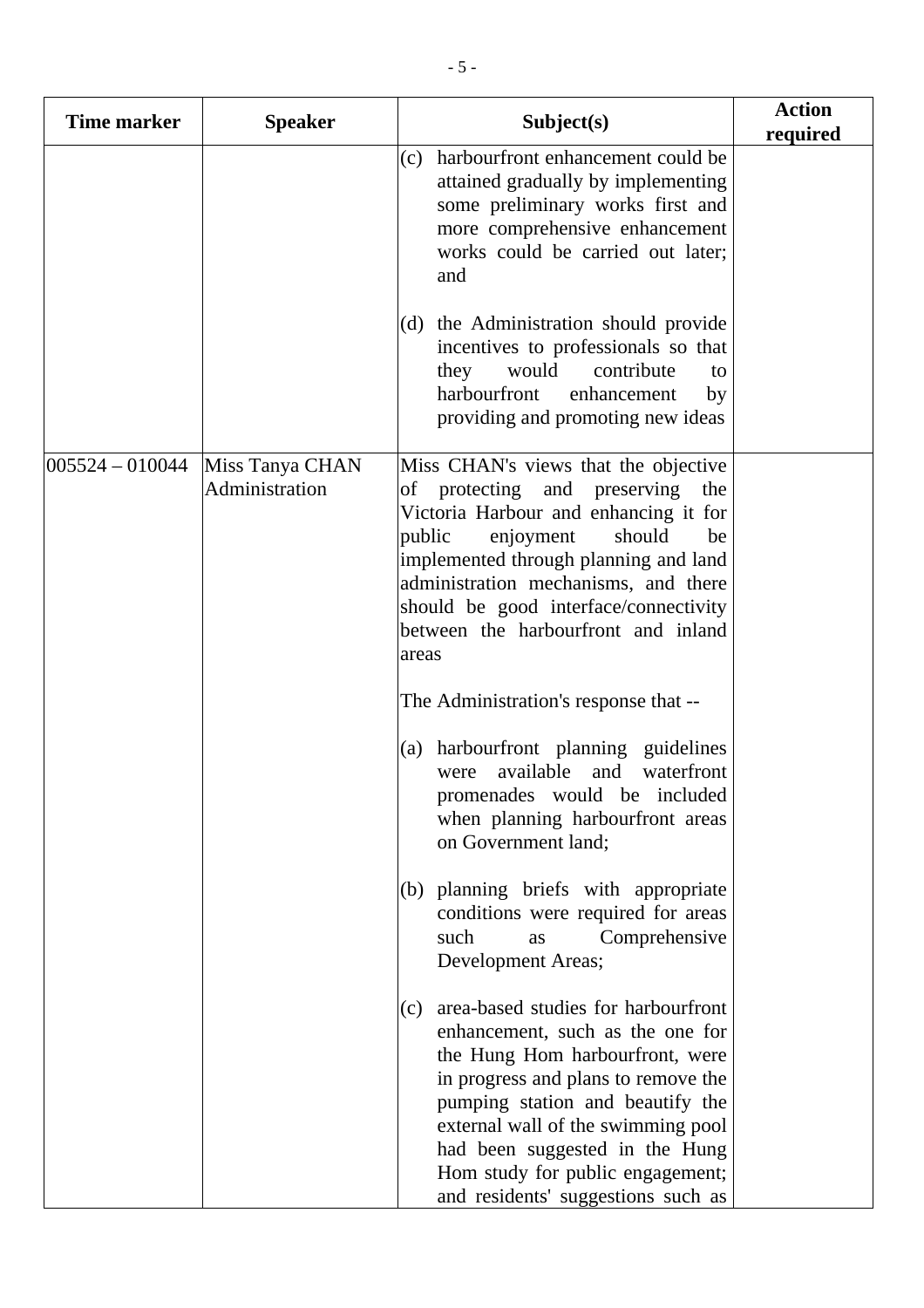| Time marker | Speaker | Subject(s) | Action required |
|---|---|---|---|
| | | (c) harbourfront enhancement could be attained gradually by implementing some preliminary works first and more comprehensive enhancement works could be carried out later; and<br><br>(d) the Administration should provide incentives to professionals so that they would contribute to harbourfront enhancement by providing and promoting new ideas | |
| 005524 – 010044 | Miss Tanya CHAN<br>Administration | Miss CHAN's views that the objective of protecting and preserving the Victoria Harbour and enhancing it for public enjoyment should be implemented through planning and land administration mechanisms, and there should be good interface/connectivity between the harbourfront and inland areas<br><br>The Administration's response that --<br><br>(a) harbourfront planning guidelines were available and waterfront promenades would be included when planning harbourfront areas on Government land;<br><br>(b) planning briefs with appropriate conditions were required for areas such as Comprehensive Development Areas;<br><br>(c) area-based studies for harbourfront enhancement, such as the one for the Hung Hom harbourfront, were in progress and plans to remove the pumping station and beautify the external wall of the swimming pool had been suggested in the Hung Hom study for public engagement; and residents' suggestions such as | |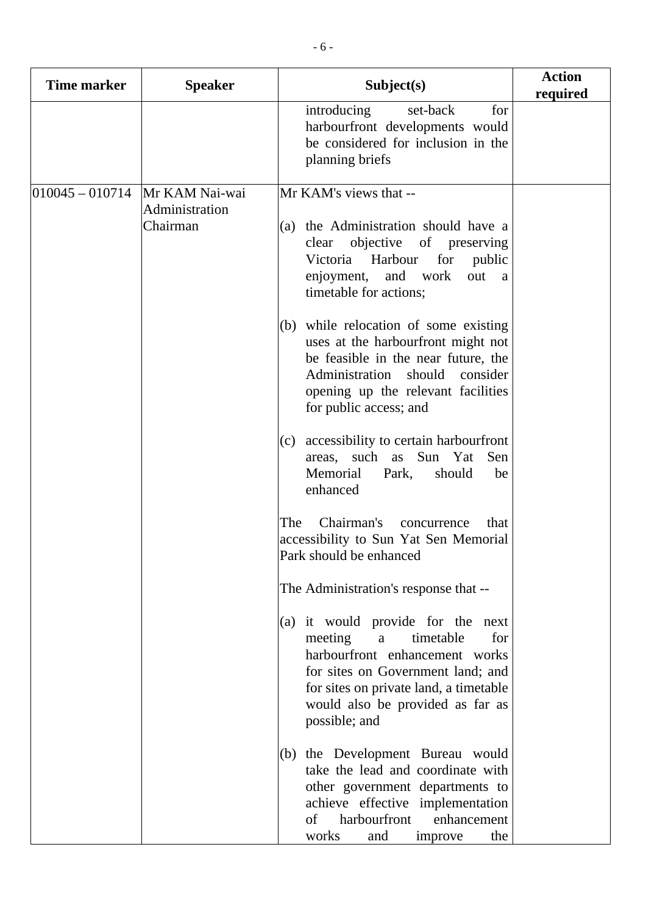| Time marker | Speaker | Subject(s) | Action required |
|---|---|---|---|
| | | introducing set-back for harbourfront developments would be considered for inclusion in the planning briefs | |
| 010045 – 010714 | Mr KAM Nai-wai<br>Administration<br>Chairman | Mr KAM's views that --<br><br>(a) the Administration should have a clear objective of preserving Victoria Harbour for public enjoyment, and work out a timetable for actions;<br><br>(b) while relocation of some existing uses at the harbourfront might not be feasible in the near future, the Administration should consider opening up the relevant facilities for public access; and<br><br>(c) accessibility to certain harbourfront areas, such as Sun Yat Sen Memorial Park, should be enhanced<br><br>The Chairman's concurrence that accessibility to Sun Yat Sen Memorial Park should be enhanced<br><br>The Administration's response that --<br><br>(a) it would provide for the next meeting a timetable for harbourfront enhancement works for sites on Government land; and for sites on private land, a timetable would also be provided as far as possible; and<br><br>(b) the Development Bureau would take the lead and coordinate with other government departments to achieve effective implementation of harbourfront enhancement works and improve the | |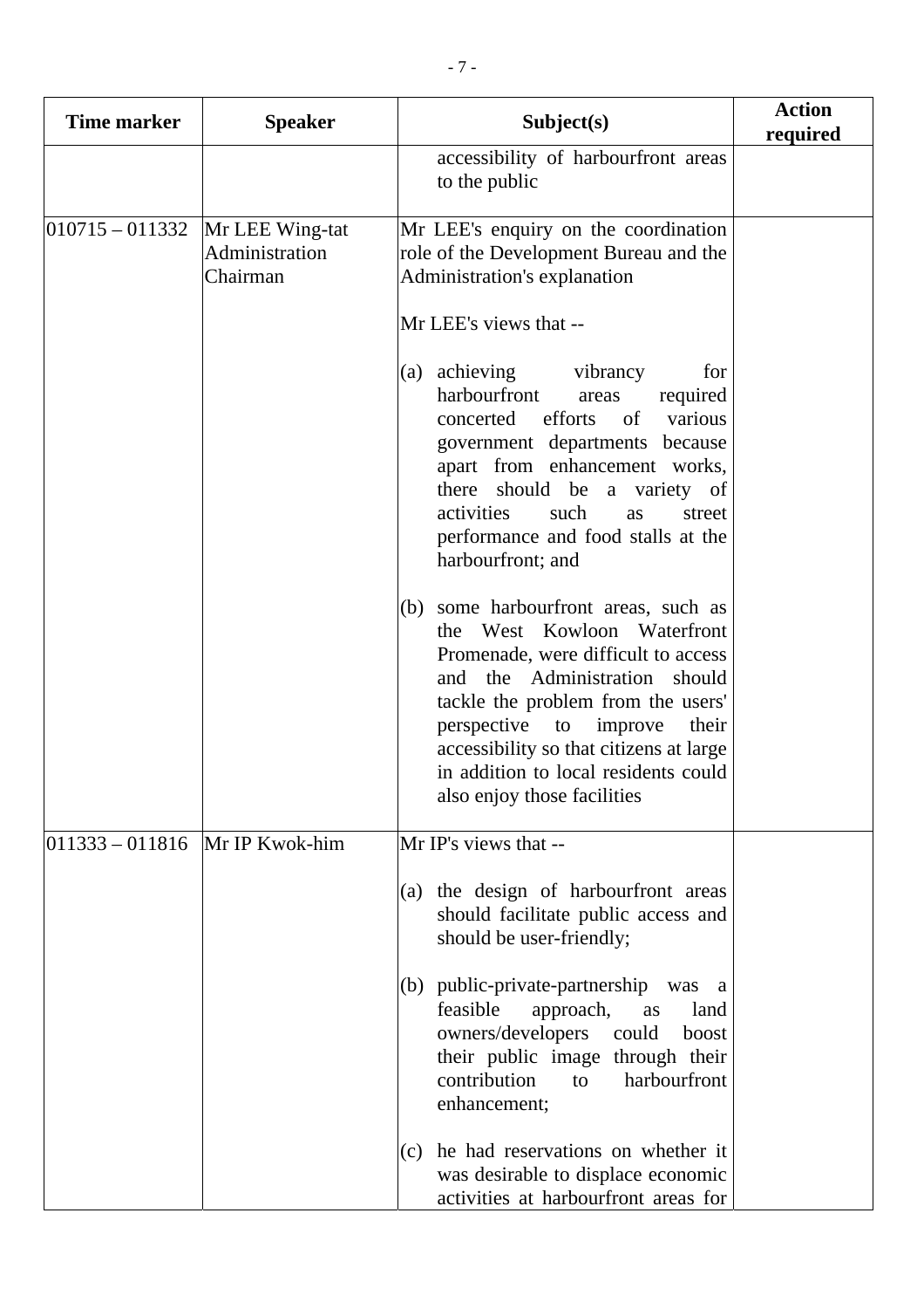| Time marker | Speaker | Subject(s) | Action required |
|---|---|---|---|
| | | accessibility of harbourfront areas to the public | |
| 010715 – 011332 | Mr LEE Wing-tat<br>Administration<br>Chairman | Mr LEE's enquiry on the coordination role of the Development Bureau and the Administration's explanation<br><br>Mr LEE's views that --<br><br>(a) achieving vibrancy for harbourfront areas required concerted efforts of various government departments because apart from enhancement works, there should be a variety of activities such as street performance and food stalls at the harbourfront; and<br><br>(b) some harbourfront areas, such as the West Kowloon Waterfront Promenade, were difficult to access and the Administration should tackle the problem from the users' perspective to improve their accessibility so that citizens at large in addition to local residents could also enjoy those facilities | |
| 011333 – 011816 | Mr IP Kwok-him | Mr IP's views that --<br><br>(a) the design of harbourfront areas should facilitate public access and should be user-friendly;<br><br>(b) public-private-partnership was a feasible approach, as land owners/developers could boost their public image through their contribution to harbourfront enhancement;<br><br>(c) he had reservations on whether it was desirable to displace economic activities at harbourfront areas for | |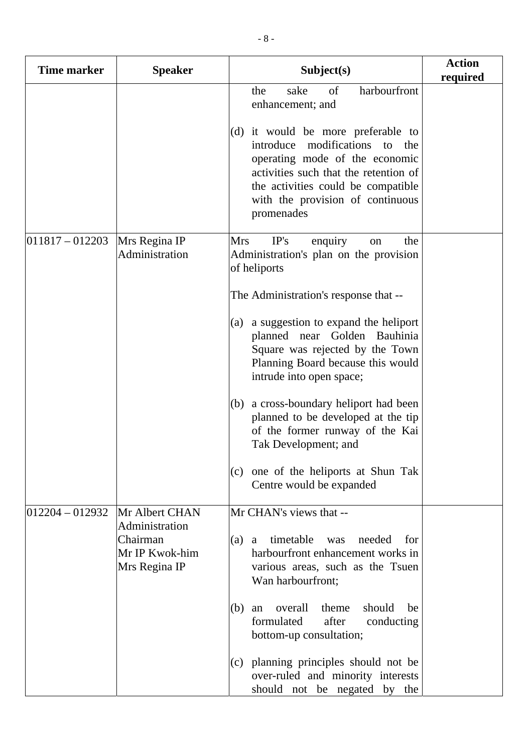| Time marker | Speaker | Subject(s) | Action required |
|---|---|---|---|
| | | the sake of harbourfront enhancement; and<br><br>(d) it would be more preferable to introduce modifications to the operating mode of the economic activities such that the retention of the activities could be compatible with the provision of continuous promenades | |
| 011817 – 012203 | Mrs Regina IP<br>Administration | Mrs IP's enquiry on the Administration's plan on the provision of heliports<br><br>The Administration's response that --<br><br>(a) a suggestion to expand the heliport planned near Golden Bauhinia Square was rejected by the Town Planning Board because this would intrude into open space;<br><br>(b) a cross-boundary heliport had been planned to be developed at the tip of the former runway of the Kai Tak Development; and<br><br>(c) one of the heliports at Shun Tak Centre would be expanded | |
| 012204 – 012932 | Mr Albert CHAN<br>Administration<br>Chairman<br>Mr IP Kwok-him<br>Mrs Regina IP | Mr CHAN's views that --<br><br>(a) a timetable was needed for harbourfront enhancement works in various areas, such as the Tsuen Wan harbourfront;<br><br>(b) an overall theme should be formulated after conducting bottom-up consultation;<br><br>(c) planning principles should not be over-ruled and minority interests should not be negated by the | |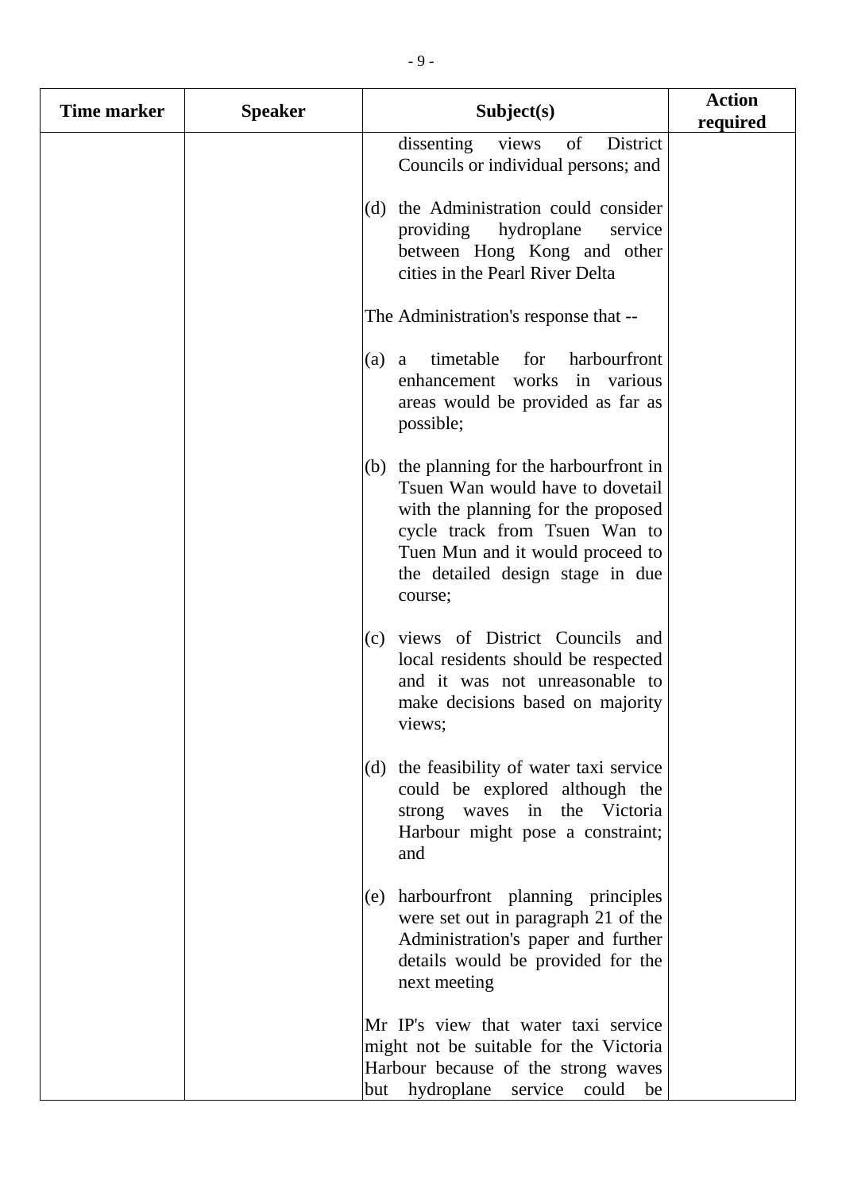| Time marker | Speaker | Subject(s) | Action required |
|---|---|---|---|
| | | dissenting views of District Councils or individual persons; and<br><br>(d) the Administration could consider providing hydroplane service between Hong Kong and other cities in the Pearl River Delta<br><br>The Administration's response that --<br><br>(a) a timetable for harbourfront enhancement works in various areas would be provided as far as possible;<br><br>(b) the planning for the harbourfront in Tsuen Wan would have to dovetail with the planning for the proposed cycle track from Tsuen Wan to Tuen Mun and it would proceed to the detailed design stage in due course;<br><br>(c) views of District Councils and local residents should be respected and it was not unreasonable to make decisions based on majority views;<br><br>(d) the feasibility of water taxi service could be explored although the strong waves in the Victoria Harbour might pose a constraint; and<br><br>(e) harbourfront planning principles were set out in paragraph 21 of the Administration's paper and further details would be provided for the next meeting<br><br>Mr IP's view that water taxi service might not be suitable for the Victoria Harbour because of the strong waves but hydroplane service could be | |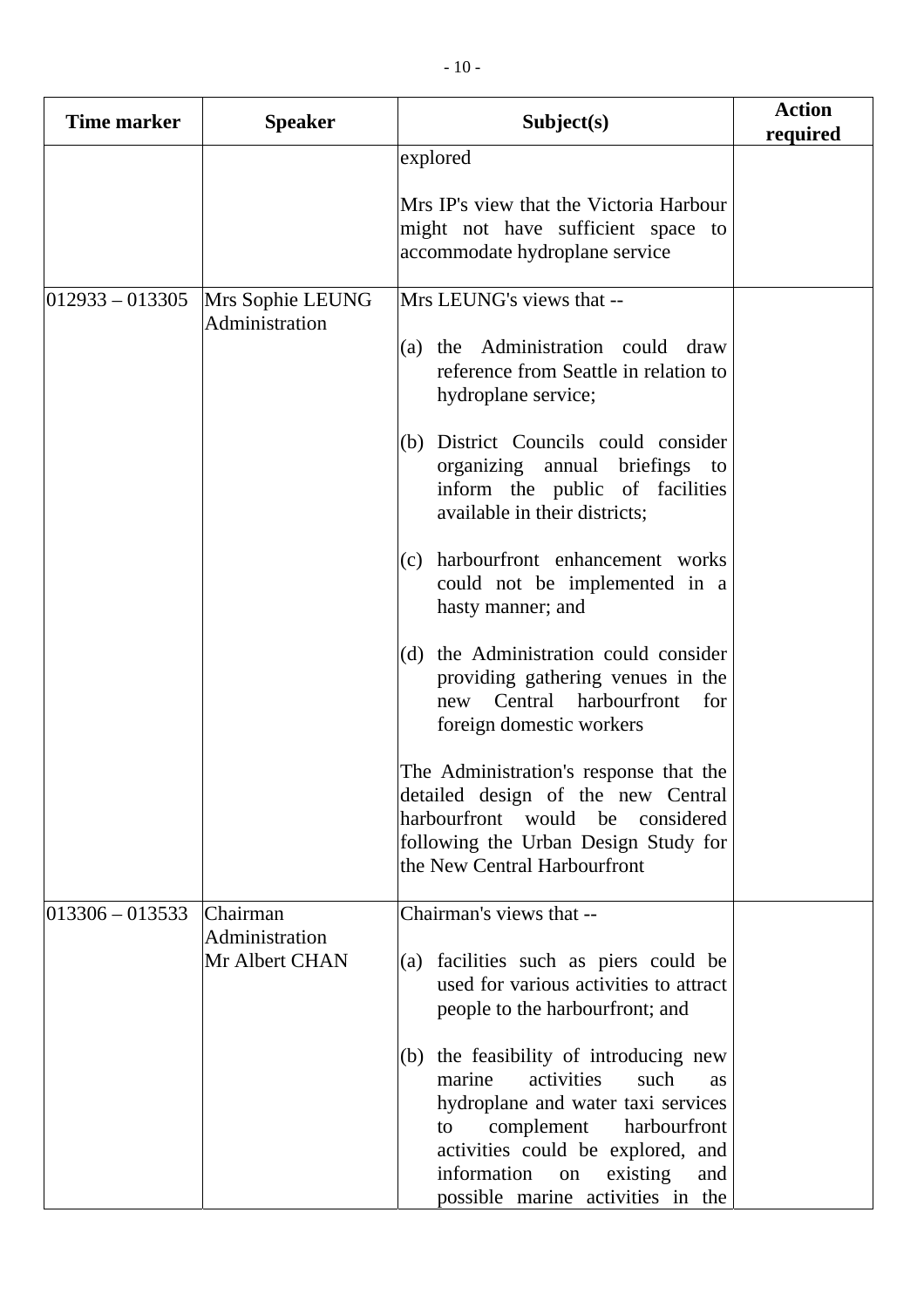| Time marker | Speaker | Subject(s) | Action required |
|---|---|---|---|
| | | explored<br><br>Mrs IP's view that the Victoria Harbour might not have sufficient space to accommodate hydroplane service | |
| 012933 – 013305 | Mrs Sophie LEUNG<br>Administration | Mrs LEUNG's views that --<br><br>(a) the Administration could draw reference from Seattle in relation to hydroplane service;<br><br>(b) District Councils could consider organizing annual briefings to inform the public of facilities available in their districts;<br><br>(c) harbourfront enhancement works could not be implemented in a hasty manner; and<br><br>(d) the Administration could consider providing gathering venues in the new Central harbourfront for foreign domestic workers<br><br>The Administration's response that the detailed design of the new Central harbourfront would be considered following the Urban Design Study for the New Central Harbourfront | |
| 013306 – 013533 | Chairman<br>Administration<br>Mr Albert CHAN | Chairman's views that --<br><br>(a) facilities such as piers could be used for various activities to attract people to the harbourfront; and<br><br>(b) the feasibility of introducing new marine activities such as hydroplane and water taxi services to complement harbourfront activities could be explored, and information on existing and possible marine activities in the | |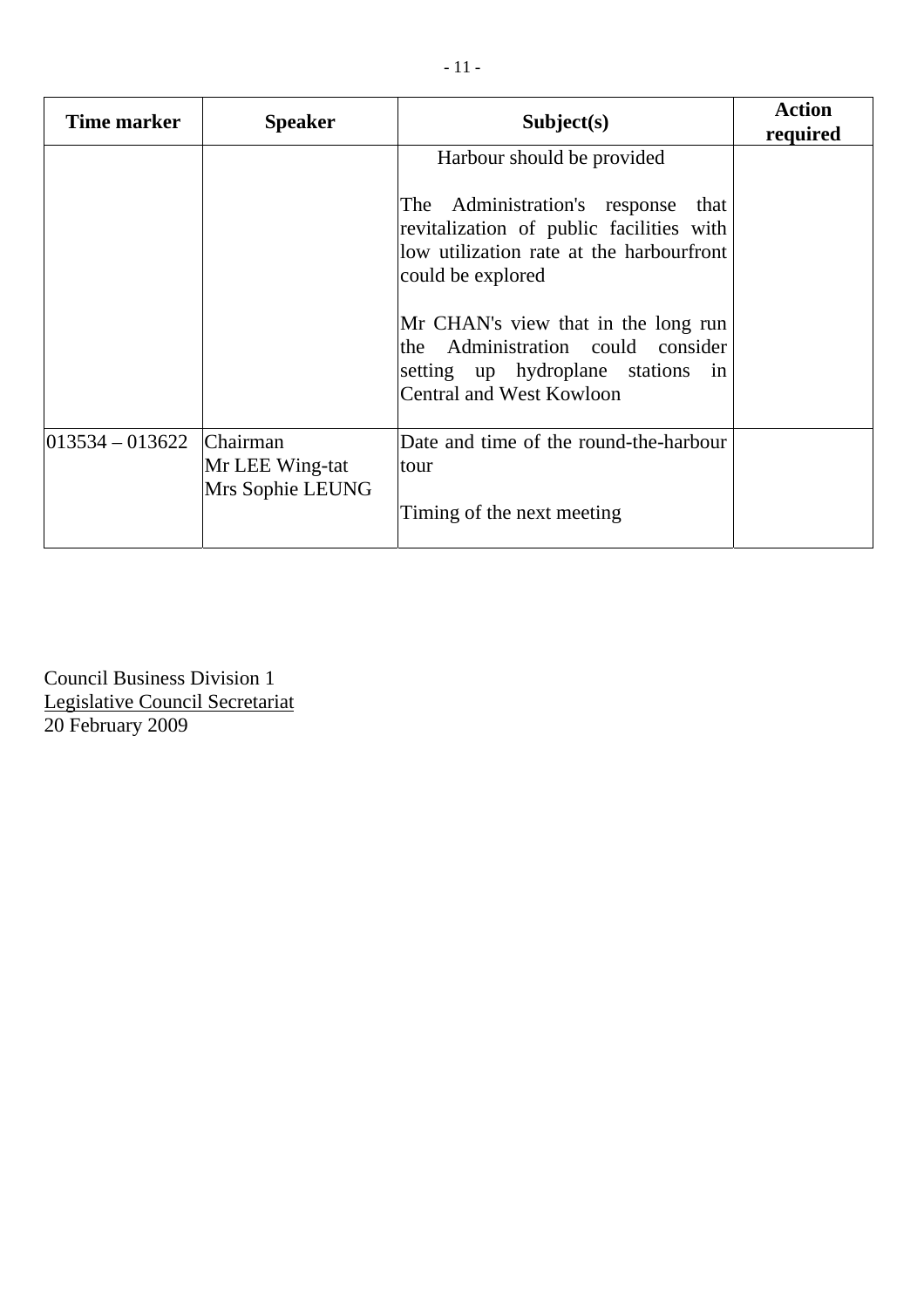| Time marker | Speaker | Subject(s) | Action required |
|---|---|---|---|
| | | Harbour should be provided<br><br>The Administration's response that revitalization of public facilities with low utilization rate at the harbourfront could be explored<br><br>Mr CHAN's view that in the long run the Administration could consider setting up hydroplane stations in Central and West Kowloon | |
| 013534 – 013622 | Chairman<br>Mr LEE Wing-tat<br>Mrs Sophie LEUNG | Date and time of the round-the-harbour tour<br><br>Timing of the next meeting | |

Council Business Division 1
Legislative Council Secretariat
20 February 2009